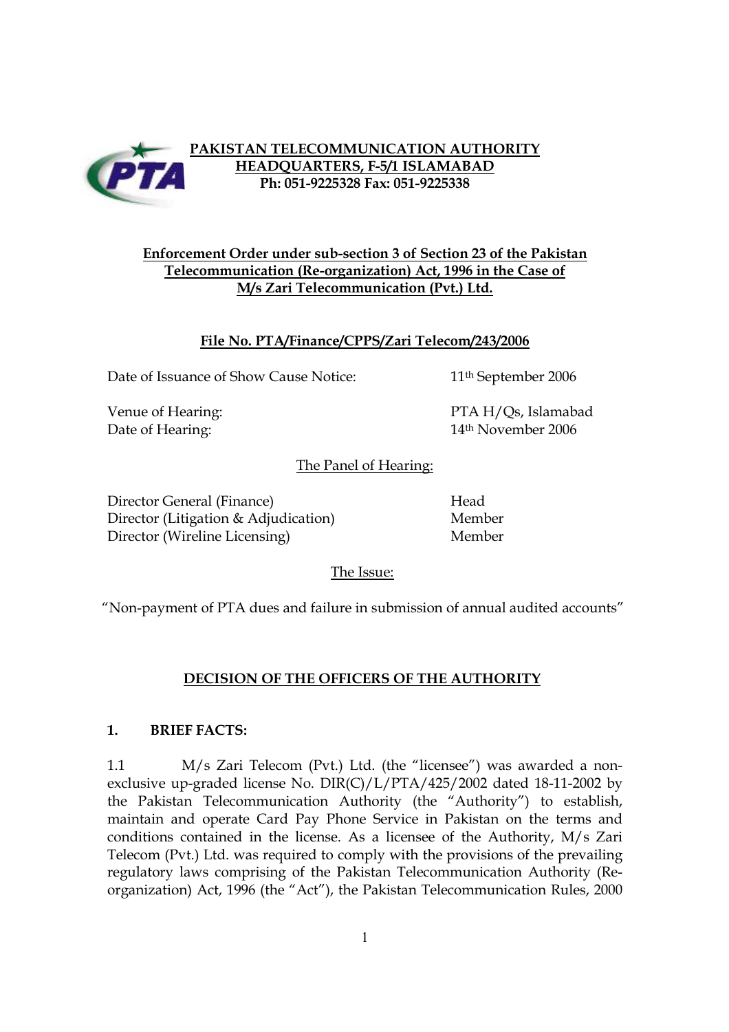**PAKISTAN TELECOMMUNICATION AUTHORITY**
**HEADQUARTERS, F-5/1 ISLAMABAD**
**Ph: 051-9225328 Fax: 051-9225338**

**Enforcement Order under sub-section 3 of Section 23 of the Pakistan Telecommunication (Re-organization) Act, 1996 in the Case of M/s Zari Telecommunication (Pvt.) Ltd.**

**File No. PTA/Finance/CPPS/Zari Telecom/243/2006**

| | |
|---|---|
| Date of Issuance of Show Cause Notice: | 11th September 2006 |
| Venue of Hearing: | PTA H/Qs, Islamabad |
| Date of Hearing: | 14th November 2006 |

The Panel of Hearing:

| | |
|---|---|
| Director General (Finance) | Head |
| Director (Litigation & Adjudication) | Member |
| Director (Wireline Licensing) | Member |

The Issue:

"Non-payment of PTA dues and failure in submission of annual audited accounts"

## DECISION OF THE OFFICERS OF THE AUTHORITY

### 1. BRIEF FACTS:

1.1 M/s Zari Telecom (Pvt.) Ltd. (the "licensee") was awarded a non-exclusive up-graded license No. DIR(C)/L/PTA/425/2002 dated 18-11-2002 by the Pakistan Telecommunication Authority (the "Authority") to establish, maintain and operate Card Pay Phone Service in Pakistan on the terms and conditions contained in the license. As a licensee of the Authority, M/s Zari Telecom (Pvt.) Ltd. was required to comply with the provisions of the prevailing regulatory laws comprising of the Pakistan Telecommunication Authority (Re-organization) Act, 1996 (the "Act"), the Pakistan Telecommunication Rules, 2000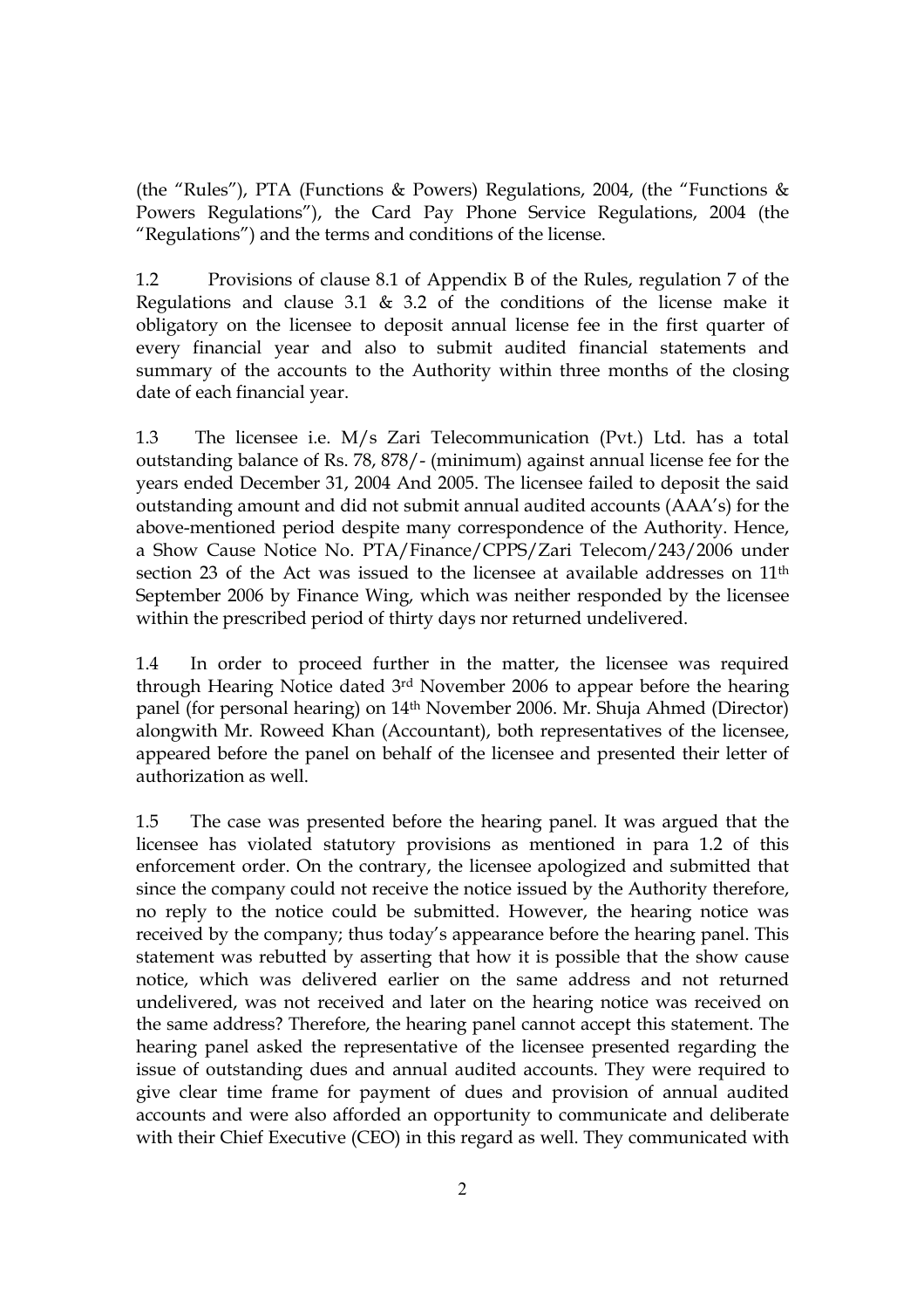(the "Rules"), PTA (Functions & Powers) Regulations, 2004, (the "Functions & Powers Regulations"), the Card Pay Phone Service Regulations, 2004 (the "Regulations") and the terms and conditions of the license.

1.2 Provisions of clause 8.1 of Appendix B of the Rules, regulation 7 of the Regulations and clause 3.1 & 3.2 of the conditions of the license make it obligatory on the licensee to deposit annual license fee in the first quarter of every financial year and also to submit audited financial statements and summary of the accounts to the Authority within three months of the closing date of each financial year.

1.3 The licensee i.e. M/s Zari Telecommunication (Pvt.) Ltd. has a total outstanding balance of Rs. 78, 878/- (minimum) against annual license fee for the years ended December 31, 2004 And 2005. The licensee failed to deposit the said outstanding amount and did not submit annual audited accounts (AAA's) for the above-mentioned period despite many correspondence of the Authority. Hence, a Show Cause Notice No. PTA/Finance/CPPS/Zari Telecom/243/2006 under section 23 of the Act was issued to the licensee at available addresses on 11th September 2006 by Finance Wing, which was neither responded by the licensee within the prescribed period of thirty days nor returned undelivered.

1.4 In order to proceed further in the matter, the licensee was required through Hearing Notice dated 3rd November 2006 to appear before the hearing panel (for personal hearing) on 14th November 2006. Mr. Shuja Ahmed (Director) alongwith Mr. Roweed Khan (Accountant), both representatives of the licensee, appeared before the panel on behalf of the licensee and presented their letter of authorization as well.

1.5 The case was presented before the hearing panel. It was argued that the licensee has violated statutory provisions as mentioned in para 1.2 of this enforcement order. On the contrary, the licensee apologized and submitted that since the company could not receive the notice issued by the Authority therefore, no reply to the notice could be submitted. However, the hearing notice was received by the company; thus today's appearance before the hearing panel. This statement was rebutted by asserting that how it is possible that the show cause notice, which was delivered earlier on the same address and not returned undelivered, was not received and later on the hearing notice was received on the same address? Therefore, the hearing panel cannot accept this statement. The hearing panel asked the representative of the licensee presented regarding the issue of outstanding dues and annual audited accounts. They were required to give clear time frame for payment of dues and provision of annual audited accounts and were also afforded an opportunity to communicate and deliberate with their Chief Executive (CEO) in this regard as well. They communicated with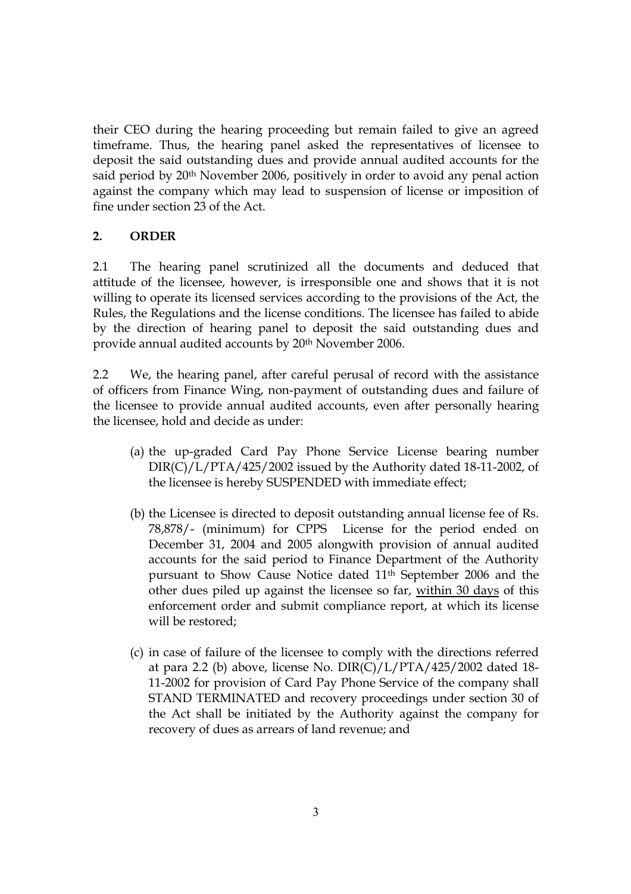their CEO during the hearing proceeding but remain failed to give an agreed timeframe. Thus, the hearing panel asked the representatives of licensee to deposit the said outstanding dues and provide annual audited accounts for the said period by 20th November 2006, positively in order to avoid any penal action against the company which may lead to suspension of license or imposition of fine under section 23 of the Act.

## 2. ORDER

2.1 The hearing panel scrutinized all the documents and deduced that attitude of the licensee, however, is irresponsible one and shows that it is not willing to operate its licensed services according to the provisions of the Act, the Rules, the Regulations and the license conditions. The licensee has failed to abide by the direction of hearing panel to deposit the said outstanding dues and provide annual audited accounts by 20th November 2006.

2.2 We, the hearing panel, after careful perusal of record with the assistance of officers from Finance Wing, non-payment of outstanding dues and failure of the licensee to provide annual audited accounts, even after personally hearing the licensee, hold and decide as under:

(a) the up-graded Card Pay Phone Service License bearing number DIR(C)/L/PTA/425/2002 issued by the Authority dated 18-11-2002, of the licensee is hereby SUSPENDED with immediate effect;

(b) the Licensee is directed to deposit outstanding annual license fee of Rs. 78,878/- (minimum) for CPPS License for the period ended on December 31, 2004 and 2005 alongwith provision of annual audited accounts for the said period to Finance Department of the Authority pursuant to Show Cause Notice dated 11th September 2006 and the other dues piled up against the licensee so far, <u>within 30 days</u> of this enforcement order and submit compliance report, at which its license will be restored;

(c) in case of failure of the licensee to comply with the directions referred at para 2.2 (b) above, license No. DIR(C)/L/PTA/425/2002 dated 18-11-2002 for provision of Card Pay Phone Service of the company shall STAND TERMINATED and recovery proceedings under section 30 of the Act shall be initiated by the Authority against the company for recovery of dues as arrears of land revenue; and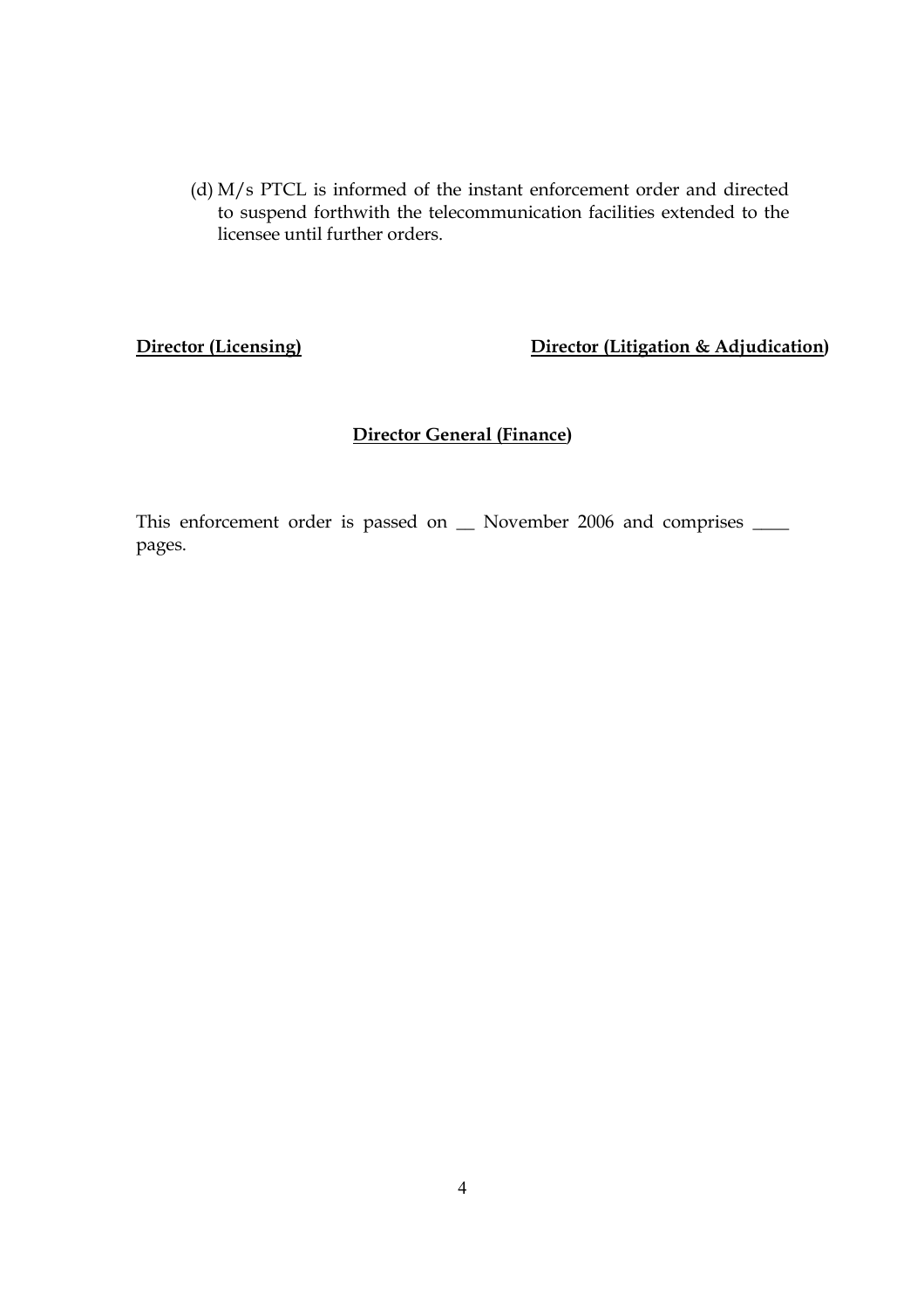(d) M/s PTCL is informed of the instant enforcement order and directed to suspend forthwith the telecommunication facilities extended to the licensee until further orders.

**Director (Licensing)** **Director (Litigation & Adjudication)**

**Director General (Finance)**

This enforcement order is passed on __ November 2006 and comprises ____ pages.